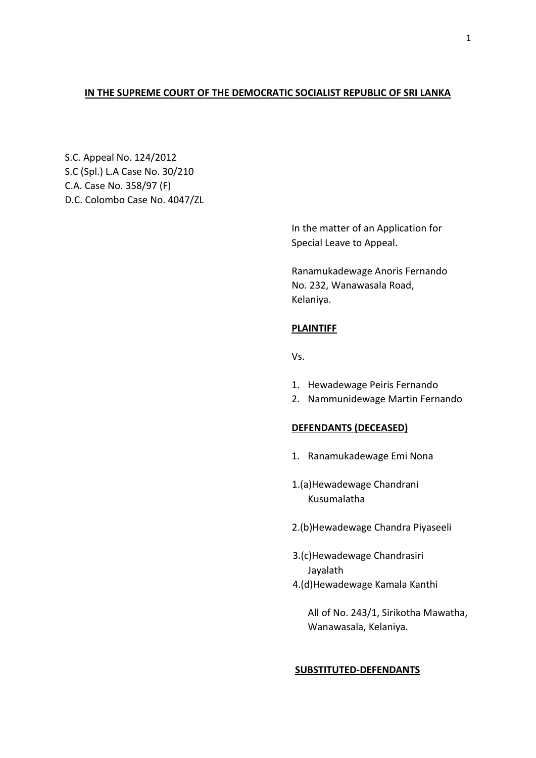**IN THE SUPREME COURT OF THE DEMOCRATIC SOCIALIST REPUBLIC OF SRI LANKA**

S.C. Appeal No. 124/2012
S.C (Spl.) L.A Case No. 30/210
C.A. Case No. 358/97 (F)
D.C. Colombo Case No. 4047/ZL

In the matter of an Application for Special Leave to Appeal.

Ranamukadewage Anoris Fernando
No. 232, Wanawasala Road,
Kelaniya.

**PLAINTIFF**

Vs.

1. Hewadewage Peiris Fernando
2. Nammunidewage Martin Fernando

**DEFENDANTS (DECEASED)**

1. Ranamukadewage Emi Nona

1.(a)Hewadewage Chandrani Kusumalatha

2.(b)Hewadewage Chandra Piyaseeli

3.(c)Hewadewage Chandrasiri Jayalath

4.(d)Hewadewage Kamala Kanthi

All of No. 243/1, Sirikotha Mawatha, Wanawasala, Kelaniya.

**SUBSTITUTED-DEFENDANTS**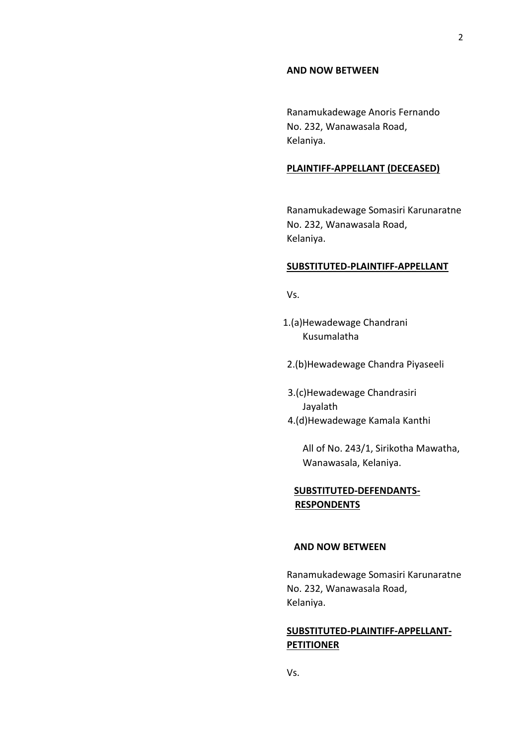**AND NOW BETWEEN**

Ranamukadewage Anoris Fernando
No. 232, Wanawasala Road,
Kelaniya.

**PLAINTIFF-APPELLANT (DECEASED)**

Ranamukadewage Somasiri Karunaratne
No. 232, Wanawasala Road,
Kelaniya.

**SUBSTITUTED-PLAINTIFF-APPELLANT**

Vs.

1.(a)Hewadewage Chandrani Kusumalatha

2.(b)Hewadewage Chandra Piyaseeli

3.(c)Hewadewage Chandrasiri Jayalath

4.(d)Hewadewage Kamala Kanthi

All of No. 243/1, Sirikotha Mawatha, Wanawasala, Kelaniya.

**SUBSTITUTED-DEFENDANTS-RESPONDENTS**

**AND NOW BETWEEN**

Ranamukadewage Somasiri Karunaratne
No. 232, Wanawasala Road,
Kelaniya.

**SUBSTITUTED-PLAINTIFF-APPELLANT-PETITIONER**

Vs.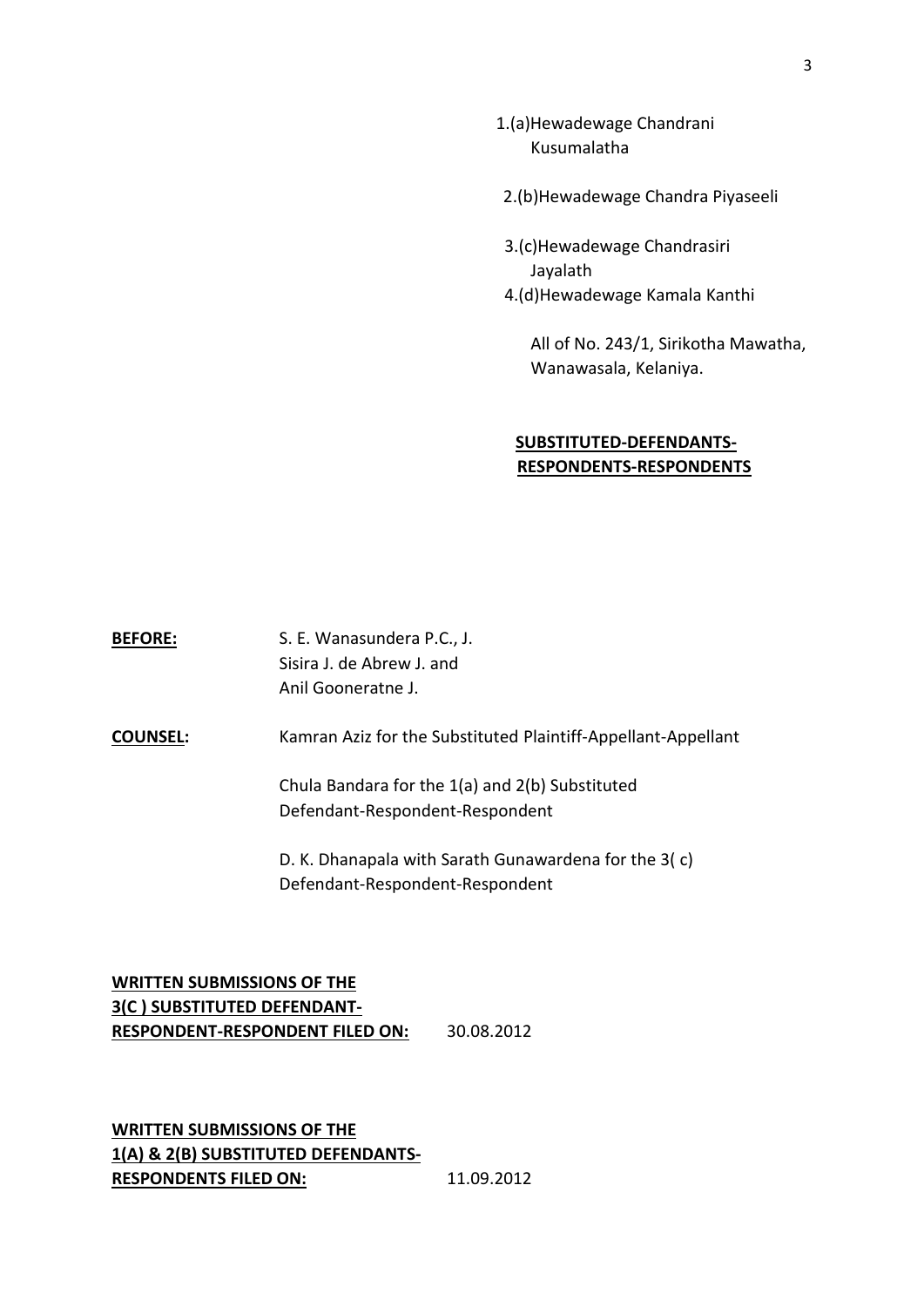1.(a)Hewadewage Chandrani Kusumalatha

2.(b)Hewadewage Chandra Piyaseeli

3.(c)Hewadewage Chandrasiri Jayalath

4.(d)Hewadewage Kamala Kanthi

All of No. 243/1, Sirikotha Mawatha, Wanawasala, Kelaniya.

**SUBSTITUTED-DEFENDANTS-RESPONDENTS-RESPONDENTS**

**BEFORE:** S. E. Wanasundera P.C., J.
Sisira J. de Abrew J. and
Anil Gooneratne J.

**COUNSEL:** Kamran Aziz for the Substituted Plaintiff-Appellant-Appellant

Chula Bandara for the 1(a) and 2(b) Substituted Defendant-Respondent-Respondent

D. K. Dhanapala with Sarath Gunawardena for the 3( c) Defendant-Respondent-Respondent

**WRITTEN SUBMISSIONS OF THE 3(C ) SUBSTITUTED DEFENDANT-RESPONDENT-RESPONDENT FILED ON:** 30.08.2012

**WRITTEN SUBMISSIONS OF THE 1(A) & 2(B) SUBSTITUTED DEFENDANTS-RESPONDENTS FILED ON:** 11.09.2012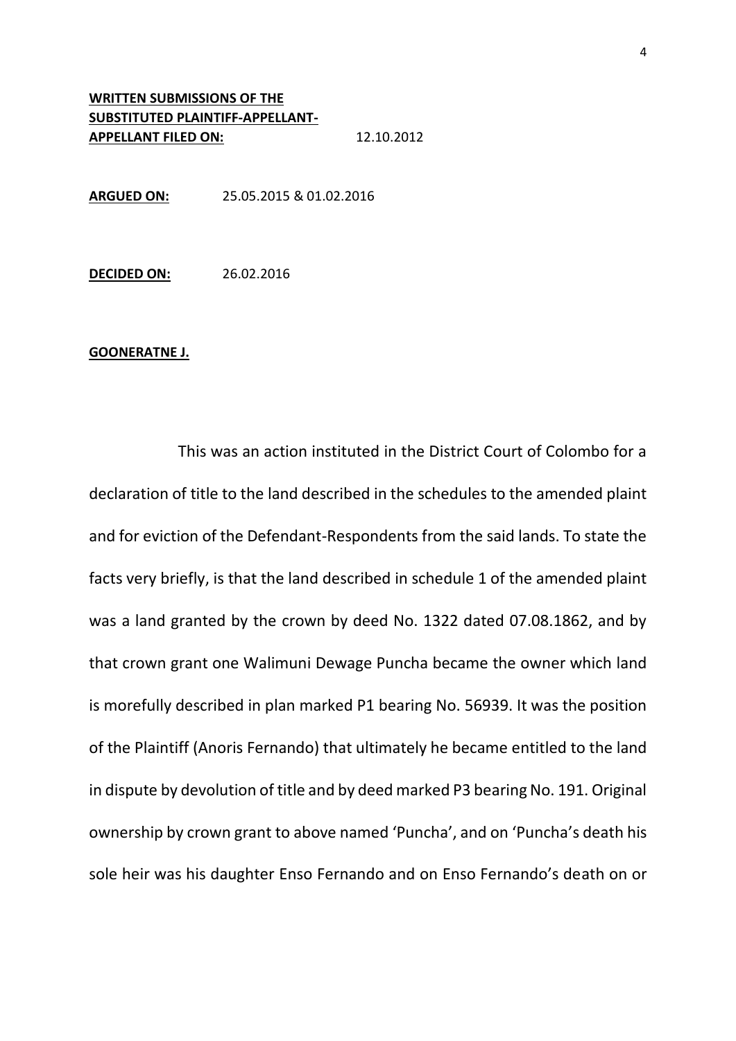**WRITTEN SUBMISSIONS OF THE SUBSTITUTED PLAINTIFF-APPELLANT-APPELLANT FILED ON:** 12.10.2012

**ARGUED ON:** 25.05.2015 & 01.02.2016

**DECIDED ON:** 26.02.2016

**GOONERATNE J.**

This was an action instituted in the District Court of Colombo for a declaration of title to the land described in the schedules to the amended plaint and for eviction of the Defendant-Respondents from the said lands. To state the facts very briefly, is that the land described in schedule 1 of the amended plaint was a land granted by the crown by deed No. 1322 dated 07.08.1862, and by that crown grant one Walimuni Dewage Puncha became the owner which land is morefully described in plan marked P1 bearing No. 56939. It was the position of the Plaintiff (Anoris Fernando) that ultimately he became entitled to the land in dispute by devolution of title and by deed marked P3 bearing No. 191. Original ownership by crown grant to above named 'Puncha', and on 'Puncha's death his sole heir was his daughter Enso Fernando and on Enso Fernando's death on or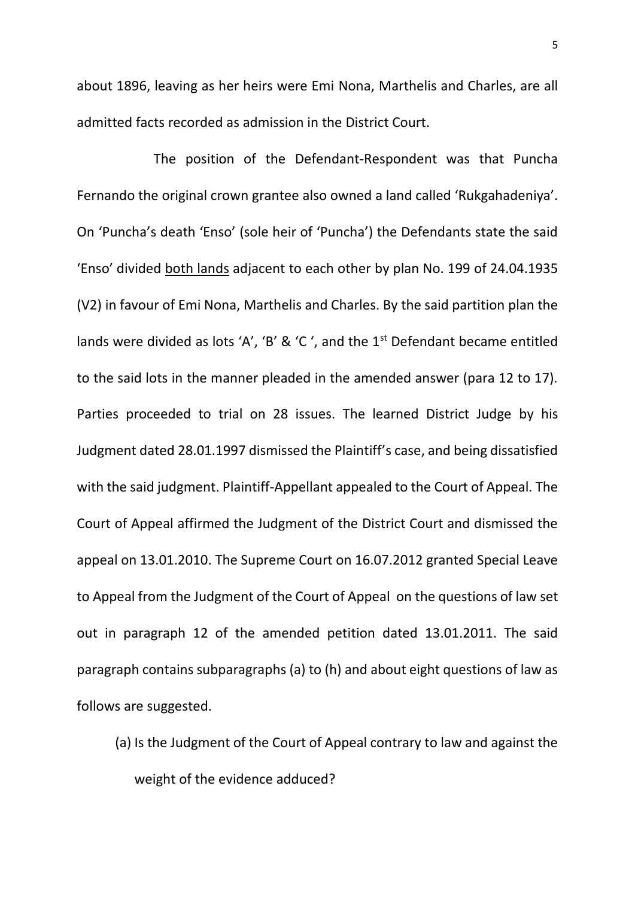about 1896, leaving as her heirs were Emi Nona, Marthelis and Charles, are all admitted facts recorded as admission in the District Court.

The position of the Defendant-Respondent was that Puncha Fernando the original crown grantee also owned a land called 'Rukgahadeniya'. On 'Puncha's death 'Enso' (sole heir of 'Puncha') the Defendants state the said 'Enso' divided both lands adjacent to each other by plan No. 199 of 24.04.1935 (V2) in favour of Emi Nona, Marthelis and Charles. By the said partition plan the lands were divided as lots 'A', 'B' & 'C ', and the 1st Defendant became entitled to the said lots in the manner pleaded in the amended answer (para 12 to 17). Parties proceeded to trial on 28 issues. The learned District Judge by his Judgment dated 28.01.1997 dismissed the Plaintiff's case, and being dissatisfied with the said judgment. Plaintiff-Appellant appealed to the Court of Appeal. The Court of Appeal affirmed the Judgment of the District Court and dismissed the appeal on 13.01.2010. The Supreme Court on 16.07.2012 granted Special Leave to Appeal from the Judgment of the Court of Appeal on the questions of law set out in paragraph 12 of the amended petition dated 13.01.2011. The said paragraph contains subparagraphs (a) to (h) and about eight questions of law as follows are suggested.

(a) Is the Judgment of the Court of Appeal contrary to law and against the weight of the evidence adduced?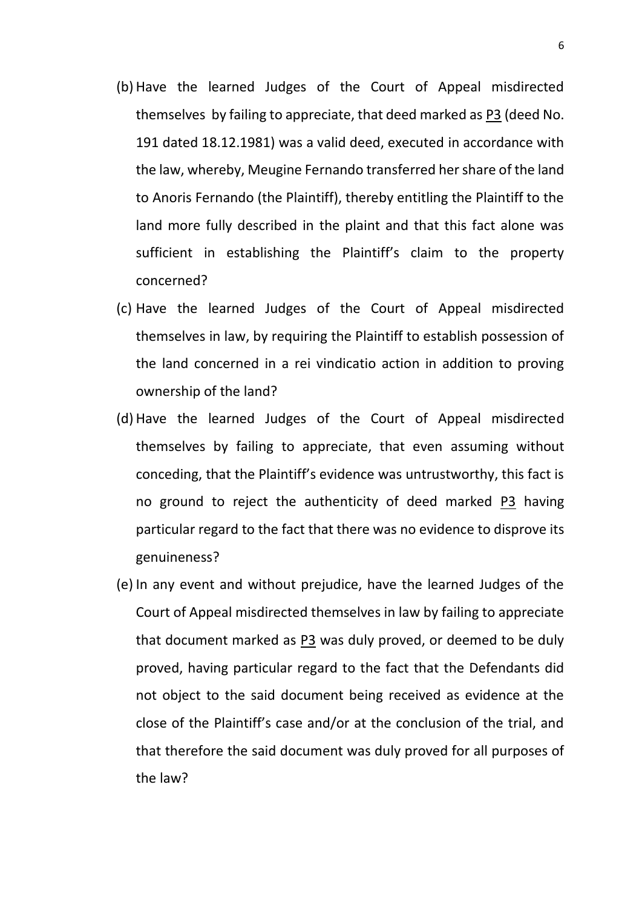(b) Have the learned Judges of the Court of Appeal misdirected themselves by failing to appreciate, that deed marked as <u>P3</u> (deed No. 191 dated 18.12.1981) was a valid deed, executed in accordance with the law, whereby, Meugine Fernando transferred her share of the land to Anoris Fernando (the Plaintiff), thereby entitling the Plaintiff to the land more fully described in the plaint and that this fact alone was sufficient in establishing the Plaintiff's claim to the property concerned?

(c) Have the learned Judges of the Court of Appeal misdirected themselves in law, by requiring the Plaintiff to establish possession of the land concerned in a rei vindicatio action in addition to proving ownership of the land?

(d) Have the learned Judges of the Court of Appeal misdirected themselves by failing to appreciate, that even assuming without conceding, that the Plaintiff's evidence was untrustworthy, this fact is no ground to reject the authenticity of deed marked <u>P3</u> having particular regard to the fact that there was no evidence to disprove its genuineness?

(e) In any event and without prejudice, have the learned Judges of the Court of Appeal misdirected themselves in law by failing to appreciate that document marked as <u>P3</u> was duly proved, or deemed to be duly proved, having particular regard to the fact that the Defendants did not object to the said document being received as evidence at the close of the Plaintiff's case and/or at the conclusion of the trial, and that therefore the said document was duly proved for all purposes of the law?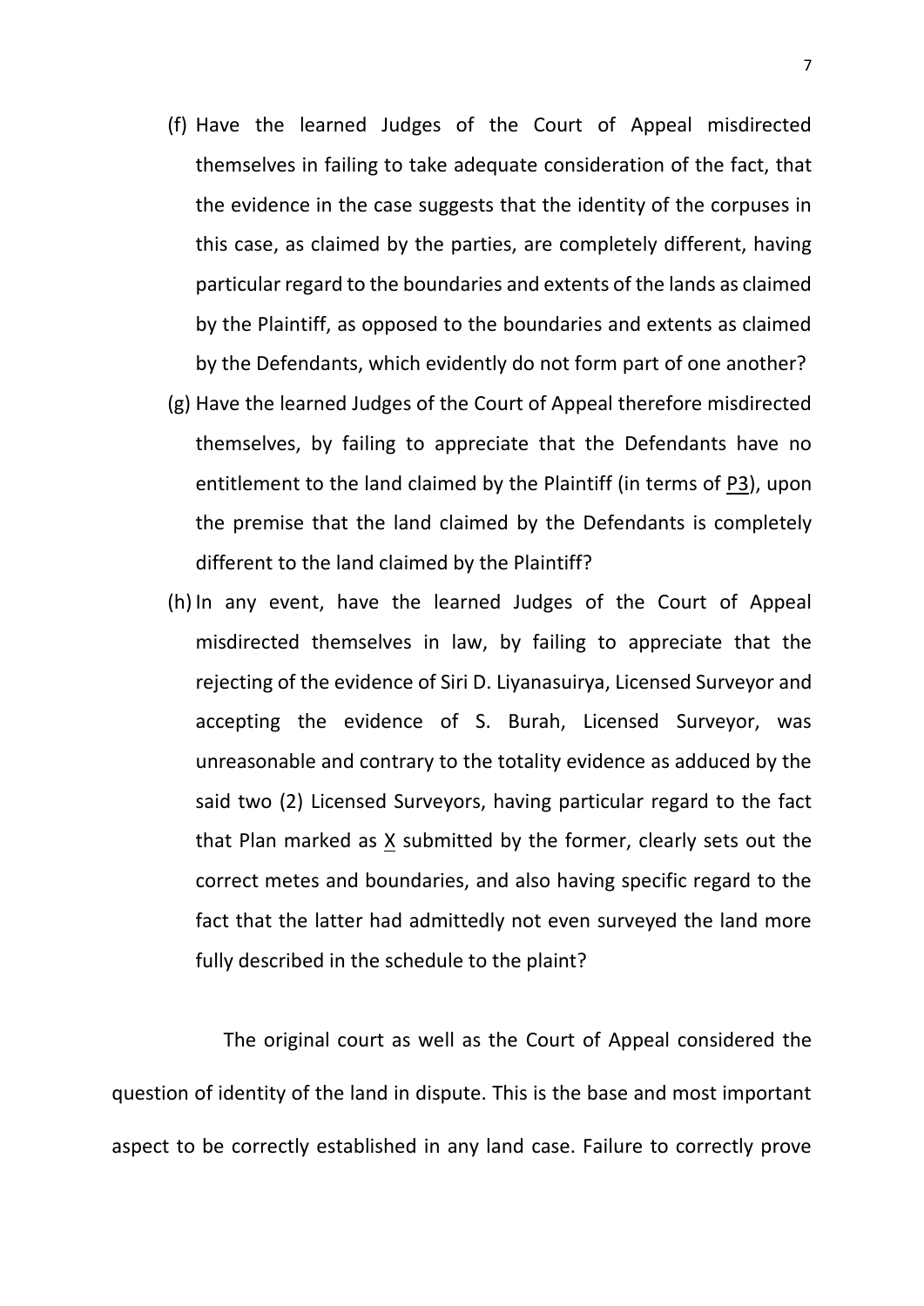(f) Have the learned Judges of the Court of Appeal misdirected themselves in failing to take adequate consideration of the fact, that the evidence in the case suggests that the identity of the corpuses in this case, as claimed by the parties, are completely different, having particular regard to the boundaries and extents of the lands as claimed by the Plaintiff, as opposed to the boundaries and extents as claimed by the Defendants, which evidently do not form part of one another?

(g) Have the learned Judges of the Court of Appeal therefore misdirected themselves, by failing to appreciate that the Defendants have no entitlement to the land claimed by the Plaintiff (in terms of P3), upon the premise that the land claimed by the Defendants is completely different to the land claimed by the Plaintiff?

(h) In any event, have the learned Judges of the Court of Appeal misdirected themselves in law, by failing to appreciate that the rejecting of the evidence of Siri D. Liyanasuirya, Licensed Surveyor and accepting the evidence of S. Burah, Licensed Surveyor, was unreasonable and contrary to the totality evidence as adduced by the said two (2) Licensed Surveyors, having particular regard to the fact that Plan marked as X submitted by the former, clearly sets out the correct metes and boundaries, and also having specific regard to the fact that the latter had admittedly not even surveyed the land more fully described in the schedule to the plaint?

The original court as well as the Court of Appeal considered the question of identity of the land in dispute. This is the base and most important aspect to be correctly established in any land case. Failure to correctly prove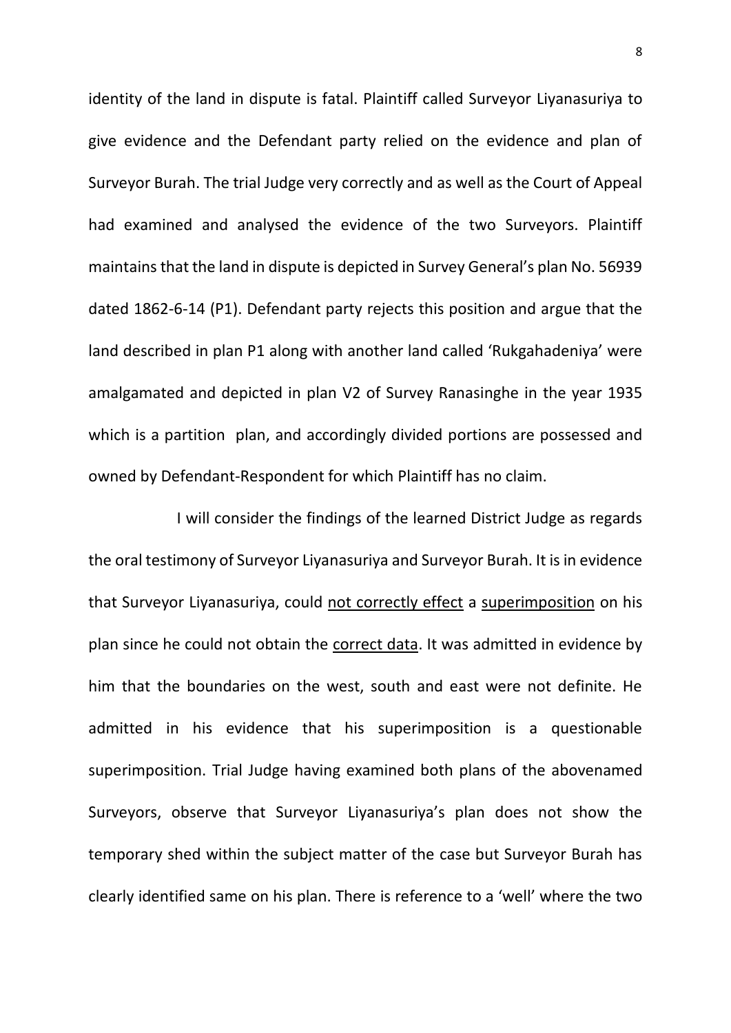identity of the land in dispute is fatal. Plaintiff called Surveyor Liyanasuriya to give evidence and the Defendant party relied on the evidence and plan of Surveyor Burah. The trial Judge very correctly and as well as the Court of Appeal had examined and analysed the evidence of the two Surveyors. Plaintiff maintains that the land in dispute is depicted in Survey General's plan No. 56939 dated 1862-6-14 (P1). Defendant party rejects this position and argue that the land described in plan P1 along with another land called 'Rukgahadeniya' were amalgamated and depicted in plan V2 of Survey Ranasinghe in the year 1935 which is a partition plan, and accordingly divided portions are possessed and owned by Defendant-Respondent for which Plaintiff has no claim.

I will consider the findings of the learned District Judge as regards the oral testimony of Surveyor Liyanasuriya and Surveyor Burah. It is in evidence that Surveyor Liyanasuriya, could <u>not correctly effect</u> a <u>superimposition</u> on his plan since he could not obtain the <u>correct data</u>. It was admitted in evidence by him that the boundaries on the west, south and east were not definite. He admitted in his evidence that his superimposition is a questionable superimposition. Trial Judge having examined both plans of the abovenamed Surveyors, observe that Surveyor Liyanasuriya's plan does not show the temporary shed within the subject matter of the case but Surveyor Burah has clearly identified same on his plan. There is reference to a 'well' where the two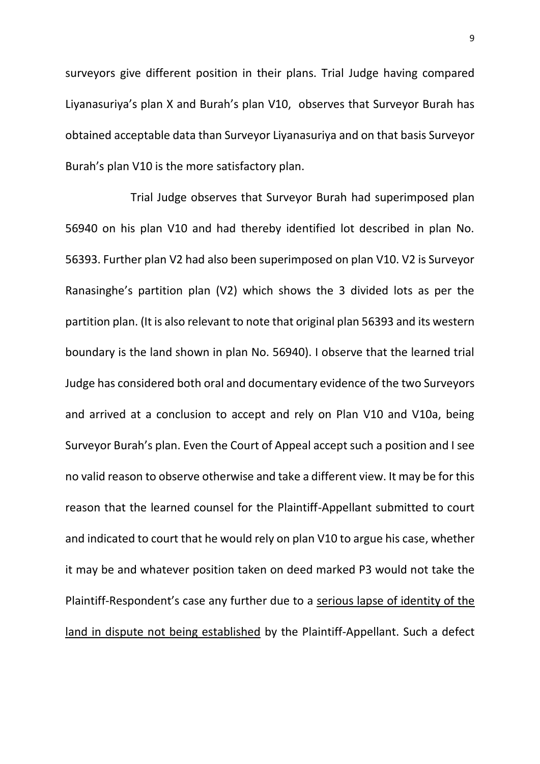surveyors give different position in their plans. Trial Judge having compared Liyanasuriya's plan X and Burah's plan V10, observes that Surveyor Burah has obtained acceptable data than Surveyor Liyanasuriya and on that basis Surveyor Burah's plan V10 is the more satisfactory plan.

Trial Judge observes that Surveyor Burah had superimposed plan 56940 on his plan V10 and had thereby identified lot described in plan No. 56393. Further plan V2 had also been superimposed on plan V10. V2 is Surveyor Ranasinghe's partition plan (V2) which shows the 3 divided lots as per the partition plan. (It is also relevant to note that original plan 56393 and its western boundary is the land shown in plan No. 56940). I observe that the learned trial Judge has considered both oral and documentary evidence of the two Surveyors and arrived at a conclusion to accept and rely on Plan V10 and V10a, being Surveyor Burah's plan. Even the Court of Appeal accept such a position and I see no valid reason to observe otherwise and take a different view. It may be for this reason that the learned counsel for the Plaintiff-Appellant submitted to court and indicated to court that he would rely on plan V10 to argue his case, whether it may be and whatever position taken on deed marked P3 would not take the Plaintiff-Respondent's case any further due to a <u>serious lapse of identity of the land in dispute not being established</u> by the Plaintiff-Appellant. Such a defect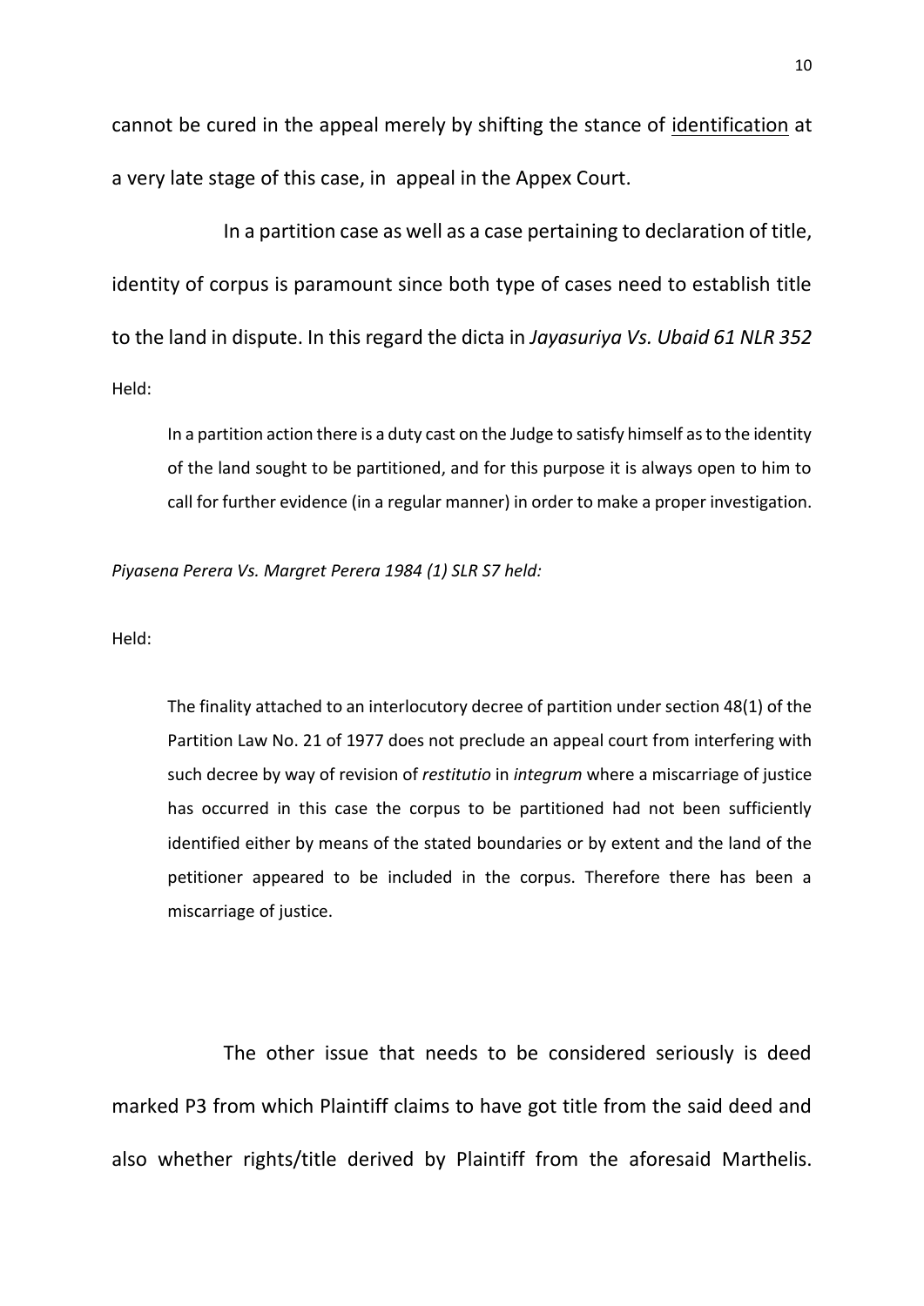cannot be cured in the appeal merely by shifting the stance of identification at a very late stage of this case, in appeal in the Appex Court.

In a partition case as well as a case pertaining to declaration of title, identity of corpus is paramount since both type of cases need to establish title to the land in dispute. In this regard the dicta in *Jayasuriya Vs. Ubaid 61 NLR 352*

Held:

> In a partition action there is a duty cast on the Judge to satisfy himself as to the identity of the land sought to be partitioned, and for this purpose it is always open to him to call for further evidence (in a regular manner) in order to make a proper investigation.

*Piyasena Perera Vs. Margret Perera 1984 (1) SLR S7 held:*

Held:

> The finality attached to an interlocutory decree of partition under section 48(1) of the Partition Law No. 21 of 1977 does not preclude an appeal court from interfering with such decree by way of revision of *restitutio* in *integrum* where a miscarriage of justice has occurred in this case the corpus to be partitioned had not been sufficiently identified either by means of the stated boundaries or by extent and the land of the petitioner appeared to be included in the corpus. Therefore there has been a miscarriage of justice.

The other issue that needs to be considered seriously is deed marked P3 from which Plaintiff claims to have got title from the said deed and also whether rights/title derived by Plaintiff from the aforesaid Marthelis.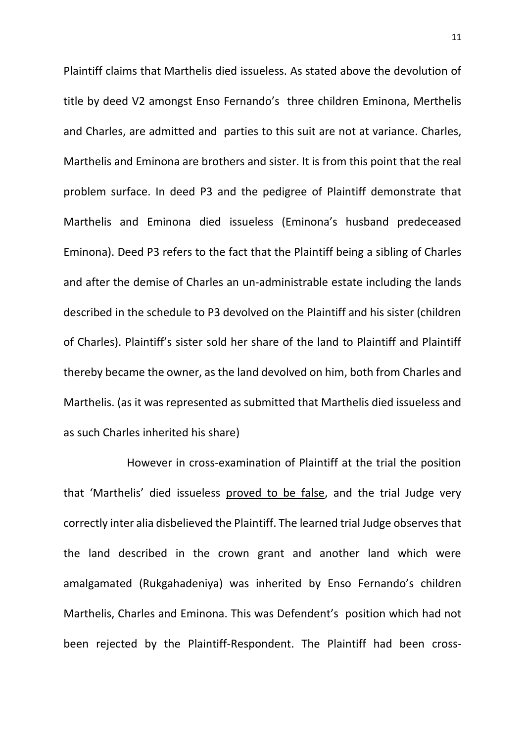Plaintiff claims that Marthelis died issueless. As stated above the devolution of title by deed V2 amongst Enso Fernando's three children Eminona, Merthelis and Charles, are admitted and parties to this suit are not at variance. Charles, Marthelis and Eminona are brothers and sister. It is from this point that the real problem surface. In deed P3 and the pedigree of Plaintiff demonstrate that Marthelis and Eminona died issueless (Eminona's husband predeceased Eminona). Deed P3 refers to the fact that the Plaintiff being a sibling of Charles and after the demise of Charles an un-administrable estate including the lands described in the schedule to P3 devolved on the Plaintiff and his sister (children of Charles). Plaintiff's sister sold her share of the land to Plaintiff and Plaintiff thereby became the owner, as the land devolved on him, both from Charles and Marthelis. (as it was represented as submitted that Marthelis died issueless and as such Charles inherited his share)

However in cross-examination of Plaintiff at the trial the position that 'Marthelis' died issueless proved to be false, and the trial Judge very correctly inter alia disbelieved the Plaintiff. The learned trial Judge observes that the land described in the crown grant and another land which were amalgamated (Rukgahadeniya) was inherited by Enso Fernando's children Marthelis, Charles and Eminona. This was Defendent's position which had not been rejected by the Plaintiff-Respondent. The Plaintiff had been cross-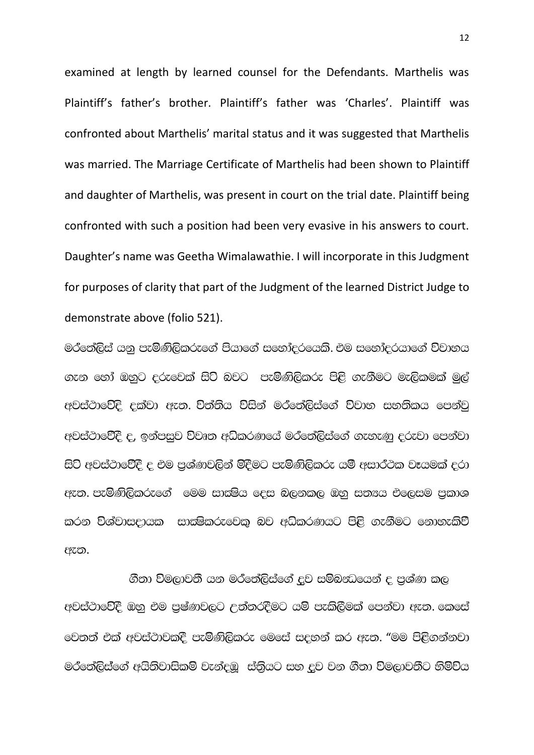examined at length by learned counsel for the Defendants. Marthelis was Plaintiff's father's brother. Plaintiff's father was 'Charles'. Plaintiff was confronted about Marthelis' marital status and it was suggested that Marthelis was married. The Marriage Certificate of Marthelis had been shown to Plaintiff and daughter of Marthelis, was present in court on the trial date. Plaintiff being confronted with such a position had been very evasive in his answers to court. Daughter's name was Geetha Wimalawathie. I will incorporate in this Judgment for purposes of clarity that part of the Judgment of the learned District Judge to demonstrate above (folio 521).

මර්තේලිස් යනු පැමිණිලිකරුගේ පියාගේ සහෝදරයෙකි. එම සහෝදරයාගේ විවාහය ගැන හෝ ඔහුට දරුවෙක් සිටි බවට පැමිණිලිකරු පිළි ගැනීමට මැලිකමක් මුල් අවස්ථාවේදි දක්වා ඇත. විත්තිය විසින් මර්තේලිස්ගේ විවාහ සහතිකය පෙන්වූ අවස්ථාවේදී ද, ඉන්පසුව විවෘත අධිකරණයේ මර්තේලිස්ගේ ගැහැණු දරුවා පෙන්වා සිටි අවස්ථාවේදී ද එම ප්‍රශ්ණවලින් මිදීමට පැමිණිලිකරු යම් අසාර්ථක වෑයමක් දරා ඇත. පැමිණිලිකරුගේ මෙම සාක්ෂිය දෙස බලනකල ඔහු සත්‍යය එලෙසම ප්‍රකාශ කරන විශ්වාසදායක සාක්ෂිකරුවෙකු බව අධිකරණයට පිළි ගැනීමට නොහැකිවී ඇත.

ගීතා විමලාවතී යන මර්තේලිස්ගේ දුව සම්බන්ධයෙන් ද ප්‍රශ්ණා කල අවස්ථාවේදී ඔහු එම ප්‍රෂ්ණවලට උත්තරදීමට යම් පැකිලීමක් පෙන්වා ඇත. කෙසේ වෙතත් එක් අවස්ථාවකදී පැමිණිලිකරු මෙසේ සඳහන් කර ඇත. "මම පිළිගන්නවා මර්තේලිස්ගේ අයිතිවාසිකම් වැන්දඹු ස්ත්‍රියට සහ දුව වන ගීතා විමලාවතීට හිමිවිය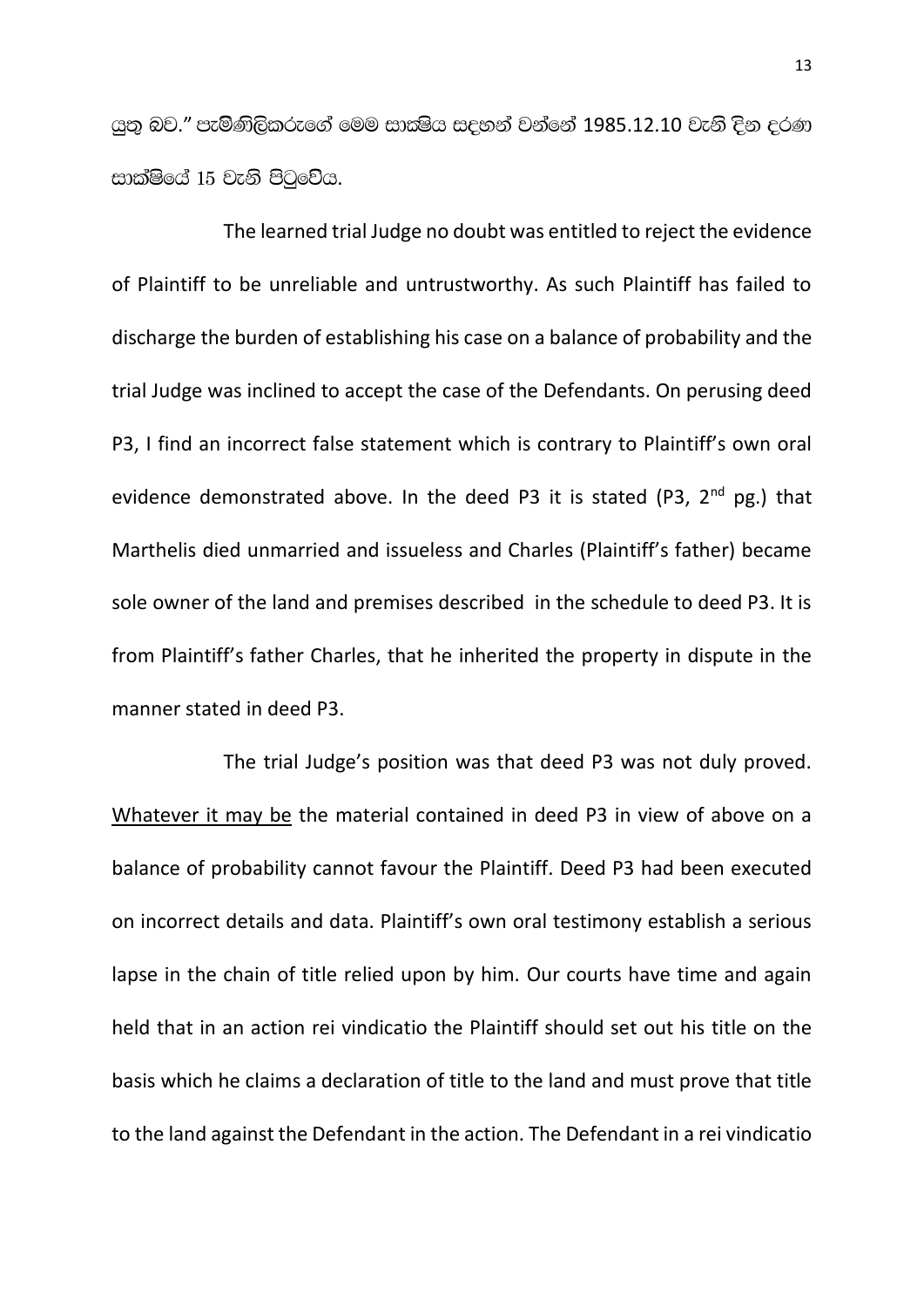යුතු බව." පැමිණිලිකරුගේ මෙම සාක්ෂිය සඳහන් වන්නේ 1985.12.10 වැනි දින දරණ සාක්ෂියේ 15 වැනි පිටුවේය.

The learned trial Judge no doubt was entitled to reject the evidence of Plaintiff to be unreliable and untrustworthy. As such Plaintiff has failed to discharge the burden of establishing his case on a balance of probability and the trial Judge was inclined to accept the case of the Defendants. On perusing deed P3, I find an incorrect false statement which is contrary to Plaintiff's own oral evidence demonstrated above. In the deed P3 it is stated (P3, 2nd pg.) that Marthelis died unmarried and issueless and Charles (Plaintiff's father) became sole owner of the land and premises described in the schedule to deed P3. It is from Plaintiff's father Charles, that he inherited the property in dispute in the manner stated in deed P3.

The trial Judge's position was that deed P3 was not duly proved. Whatever it may be the material contained in deed P3 in view of above on a balance of probability cannot favour the Plaintiff. Deed P3 had been executed on incorrect details and data. Plaintiff's own oral testimony establish a serious lapse in the chain of title relied upon by him. Our courts have time and again held that in an action rei vindicatio the Plaintiff should set out his title on the basis which he claims a declaration of title to the land and must prove that title to the land against the Defendant in the action. The Defendant in a rei vindicatio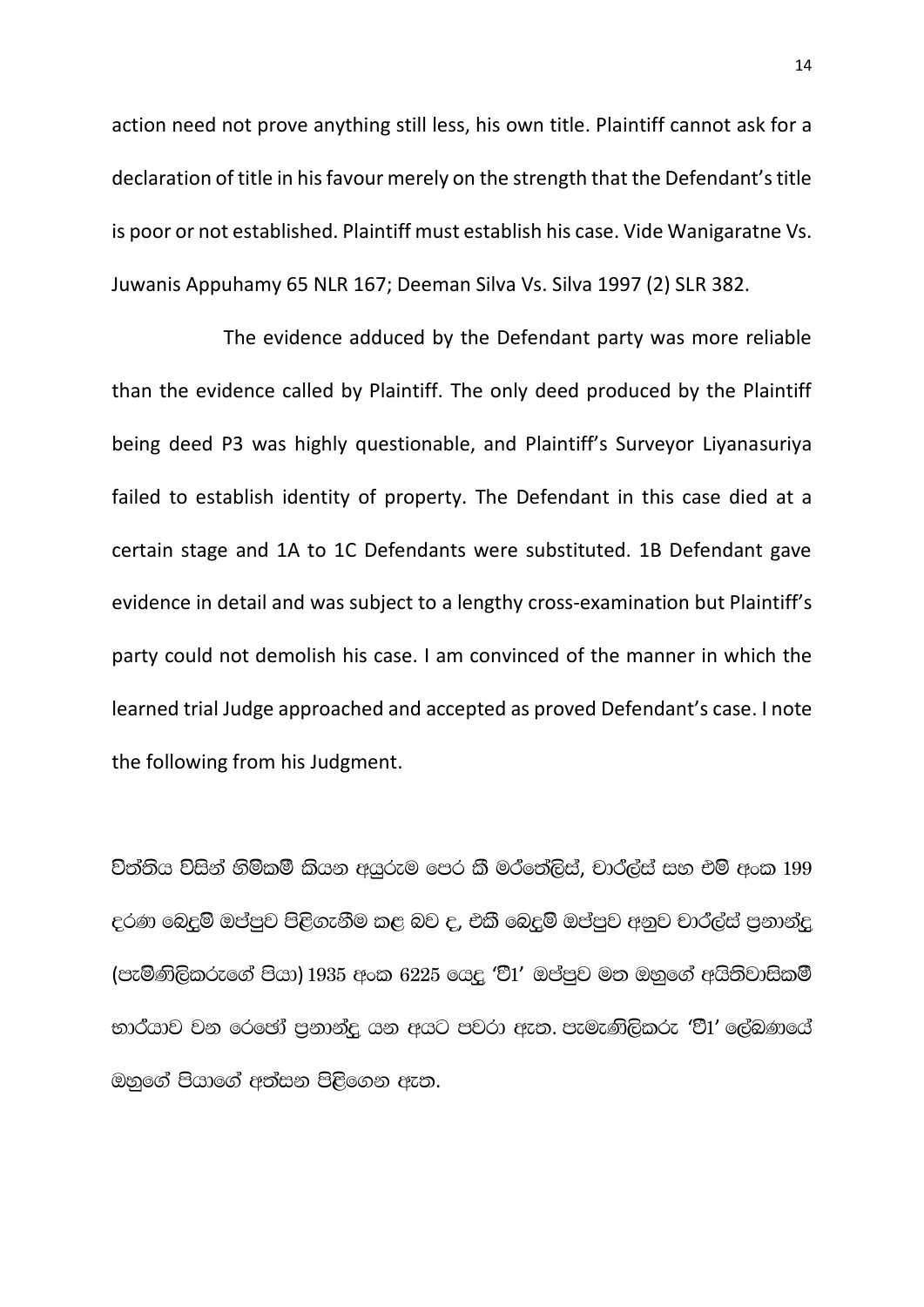action need not prove anything still less, his own title. Plaintiff cannot ask for a declaration of title in his favour merely on the strength that the Defendant's title is poor or not established. Plaintiff must establish his case. Vide Wanigaratne Vs. Juwanis Appuhamy 65 NLR 167; Deeman Silva Vs. Silva 1997 (2) SLR 382.

The evidence adduced by the Defendant party was more reliable than the evidence called by Plaintiff. The only deed produced by the Plaintiff being deed P3 was highly questionable, and Plaintiff's Surveyor Liyanasuriya failed to establish identity of property. The Defendant in this case died at a certain stage and 1A to 1C Defendants were substituted. 1B Defendant gave evidence in detail and was subject to a lengthy cross-examination but Plaintiff's party could not demolish his case. I am convinced of the manner in which the learned trial Judge approached and accepted as proved Defendant's case. I note the following from his Judgment.

විත්තිය විසින් හිමිකම් කියන අයුරුම පෙර කී මර්තේලිස්, චාර්ල්ස් සහ එම් අංක 199 දරණ බෙදුම් ඔප්පුව පිළිගැනීම කළ බව ද, එකී බෙදුම් ඔප්පුව අනුව චාර්ල්ස් ප්‍රනාන්දු (පැමිණිලිකරුගේ පියා) 1935 අංක 6225 යෙදූ 'වී1' ඔප්පුව මත ඔහුගේ අයිතිවාසිකම් භාර්යාව වන රෙජෝ ප්‍රනාන්දු යන අයට පවරා ඇත. පැමැණිලිකරු 'වී1' ලේඛණයේ ඔහුගේ පියාගේ අත්සන පිළිගෙන ඇත.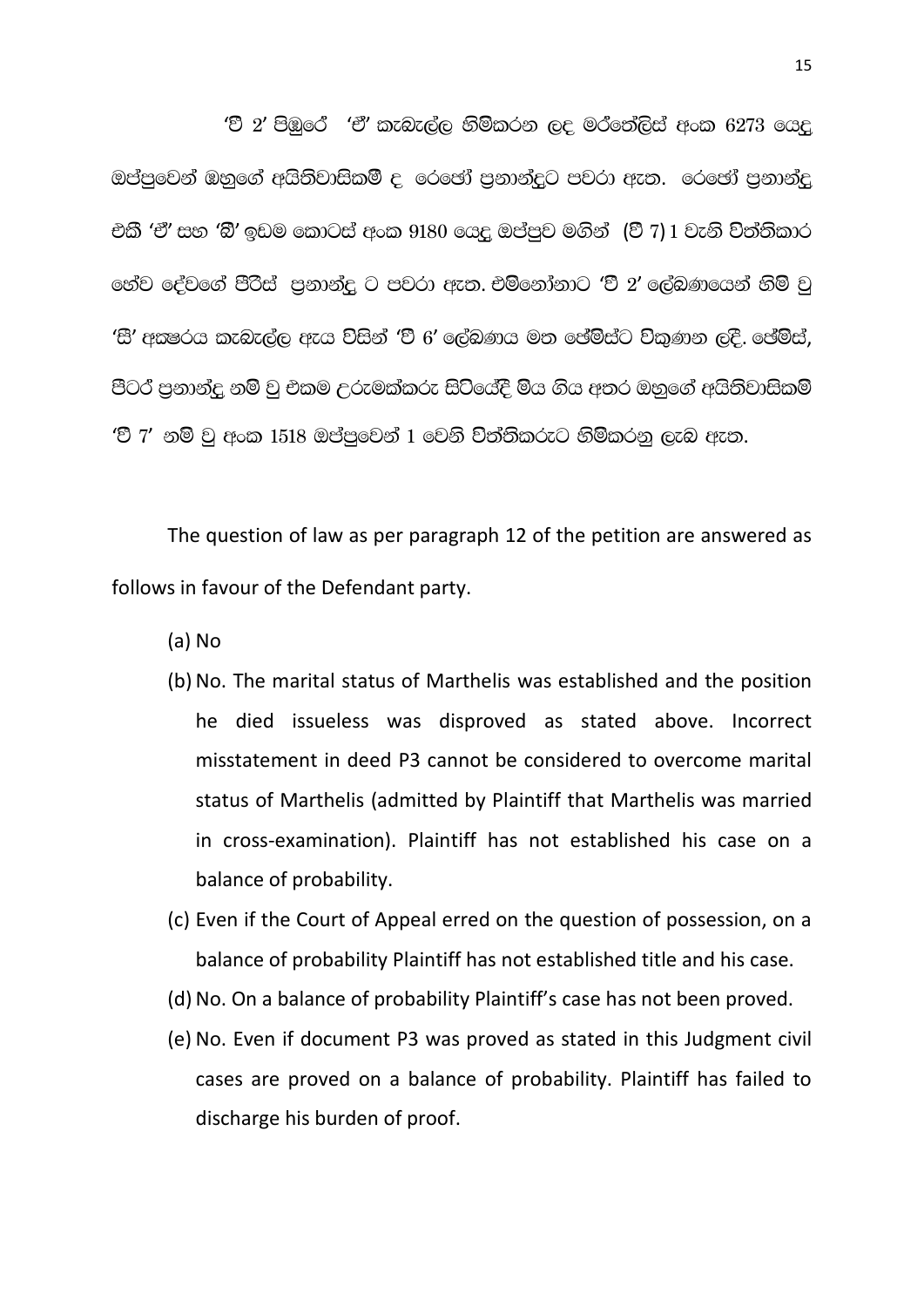'වී 2' පිඹුරේ 'ඒ' කැබැල්ල හිමිකරන ලද මර්තේලිස් අංක 6273 යෙදූ ඔප්පුවෙන් ඔහුගේ අයිතිවාසිකම් ද රෙජෝ ප්‍රනාන්දුට පවරා ඇත. රෙජෝ ප්‍රනාන්දු එකී 'ඒ' සහ 'බී' ඉඩම කොටස් අංක 9180 යෙදූ ඔප්පුව මගින් (වී 7) 1 වැනි විත්තිකාර හේව දේවගේ පීරිස් ප්‍රනාන්දු ට පවරා ඇත. එමිනෝනාට 'වී 2' ලේඛණයෙන් හිමි වූ 'සී' අක්ෂරය කැබැල්ල ඇය විසින් 'වී 6' ලේඛණය මත ජේම්ස්ට විකුණන ලදී. ජේම්ස්, පීටර් ප්‍රනාන්දු නම් වූ එකම උරුමක්කරු සිටියේදී මිය ගිය අතර ඔහුගේ අයිතිවාසිකම් 'වී 7' නම් වූ අංක 1518 ඔප්පුවෙන් 1 වෙනි විත්තිකරුට හිමිකරනු ලැබ ඇත.

The question of law as per paragraph 12 of the petition are answered as follows in favour of the Defendant party.

(a) No

(b) No. The marital status of Marthelis was established and the position he died issueless was disproved as stated above. Incorrect misstatement in deed P3 cannot be considered to overcome marital status of Marthelis (admitted by Plaintiff that Marthelis was married in cross-examination). Plaintiff has not established his case on a balance of probability.

(c) Even if the Court of Appeal erred on the question of possession, on a balance of probability Plaintiff has not established title and his case.

(d) No. On a balance of probability Plaintiff's case has not been proved.

(e) No. Even if document P3 was proved as stated in this Judgment civil cases are proved on a balance of probability. Plaintiff has failed to discharge his burden of proof.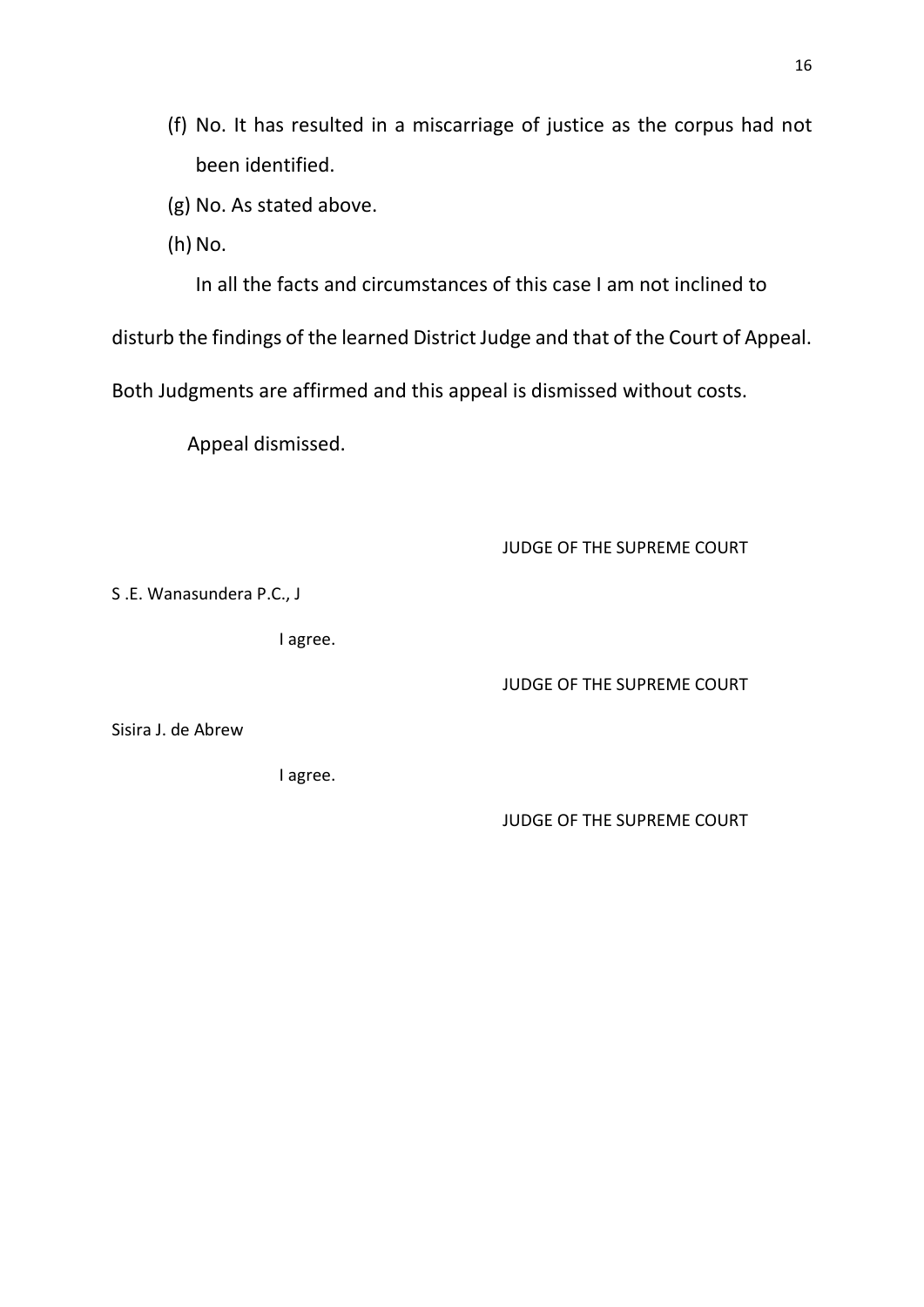(f) No. It has resulted in a miscarriage of justice as the corpus had not been identified.

(g) No. As stated above.

(h) No.

In all the facts and circumstances of this case I am not inclined to disturb the findings of the learned District Judge and that of the Court of Appeal. Both Judgments are affirmed and this appeal is dismissed without costs.

Appeal dismissed.

JUDGE OF THE SUPREME COURT

S .E. Wanasundera P.C., J

I agree.

JUDGE OF THE SUPREME COURT

Sisira J. de Abrew

I agree.

JUDGE OF THE SUPREME COURT